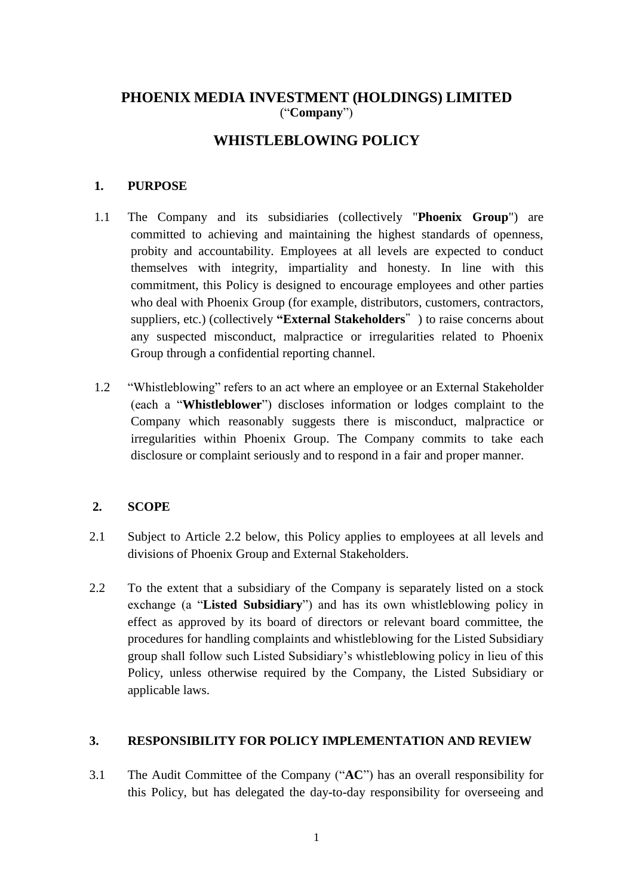# PHOENIX MEDIA INVESTMENT (HOLDINGS) LIMITED

("**Company**")

## WHISTLEBLOWING POLICY

### 1. PURPOSE

1.1 The Company and its subsidiaries (collectively "**Phoenix Group**") are committed to achieving and maintaining the highest standards of openness, probity and accountability. Employees at all levels are expected to conduct themselves with integrity, impartiality and honesty. In line with this commitment, this Policy is designed to encourage employees and other parties who deal with Phoenix Group (for example, distributors, customers, contractors, suppliers, etc.) (collectively **"External Stakeholders"**) to raise concerns about any suspected misconduct, malpractice or irregularities related to Phoenix Group through a confidential reporting channel.

1.2 "Whistleblowing" refers to an act where an employee or an External Stakeholder (each a "**Whistleblower**") discloses information or lodges complaint to the Company which reasonably suggests there is misconduct, malpractice or irregularities within Phoenix Group. The Company commits to take each disclosure or complaint seriously and to respond in a fair and proper manner.

### 2. SCOPE

2.1 Subject to Article 2.2 below, this Policy applies to employees at all levels and divisions of Phoenix Group and External Stakeholders.

2.2 To the extent that a subsidiary of the Company is separately listed on a stock exchange (a "**Listed Subsidiary**") and has its own whistleblowing policy in effect as approved by its board of directors or relevant board committee, the procedures for handling complaints and whistleblowing for the Listed Subsidiary group shall follow such Listed Subsidiary's whistleblowing policy in lieu of this Policy, unless otherwise required by the Company, the Listed Subsidiary or applicable laws.

### 3. RESPONSIBILITY FOR POLICY IMPLEMENTATION AND REVIEW

3.1 The Audit Committee of the Company ("**AC**") has an overall responsibility for this Policy, but has delegated the day-to-day responsibility for overseeing and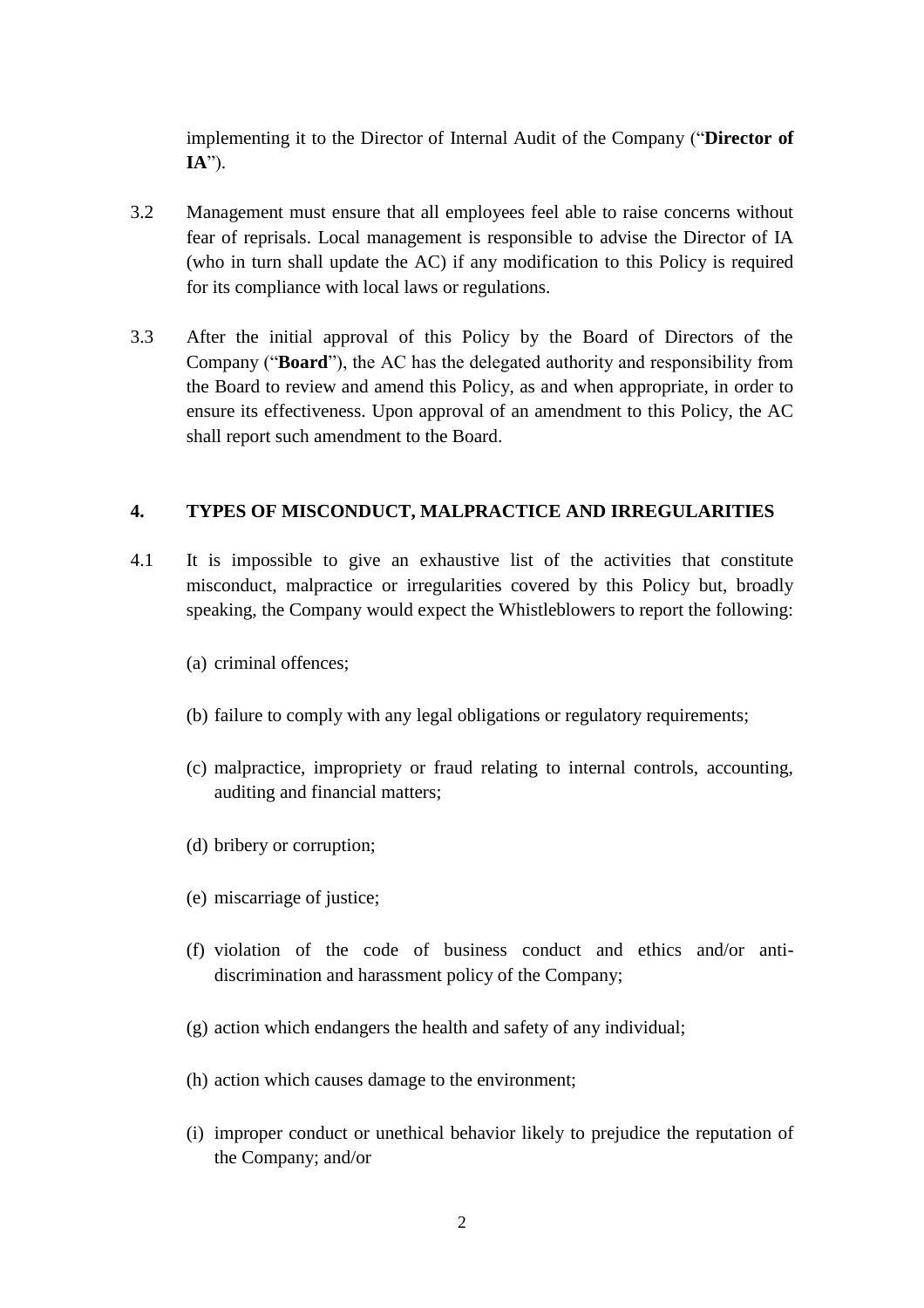implementing it to the Director of Internal Audit of the Company ("**Director of IA**").

3.2 Management must ensure that all employees feel able to raise concerns without fear of reprisals. Local management is responsible to advise the Director of IA (who in turn shall update the AC) if any modification to this Policy is required for its compliance with local laws or regulations.

3.3 After the initial approval of this Policy by the Board of Directors of the Company ("**Board**"), the AC has the delegated authority and responsibility from the Board to review and amend this Policy, as and when appropriate, in order to ensure its effectiveness. Upon approval of an amendment to this Policy, the AC shall report such amendment to the Board.

## 4. TYPES OF MISCONDUCT, MALPRACTICE AND IRREGULARITIES

4.1 It is impossible to give an exhaustive list of the activities that constitute misconduct, malpractice or irregularities covered by this Policy but, broadly speaking, the Company would expect the Whistleblowers to report the following:

(a) criminal offences;

(b) failure to comply with any legal obligations or regulatory requirements;

(c) malpractice, impropriety or fraud relating to internal controls, accounting, auditing and financial matters;

(d) bribery or corruption;

(e) miscarriage of justice;

(f) violation of the code of business conduct and ethics and/or anti-discrimination and harassment policy of the Company;

(g) action which endangers the health and safety of any individual;

(h) action which causes damage to the environment;

(i) improper conduct or unethical behavior likely to prejudice the reputation of the Company; and/or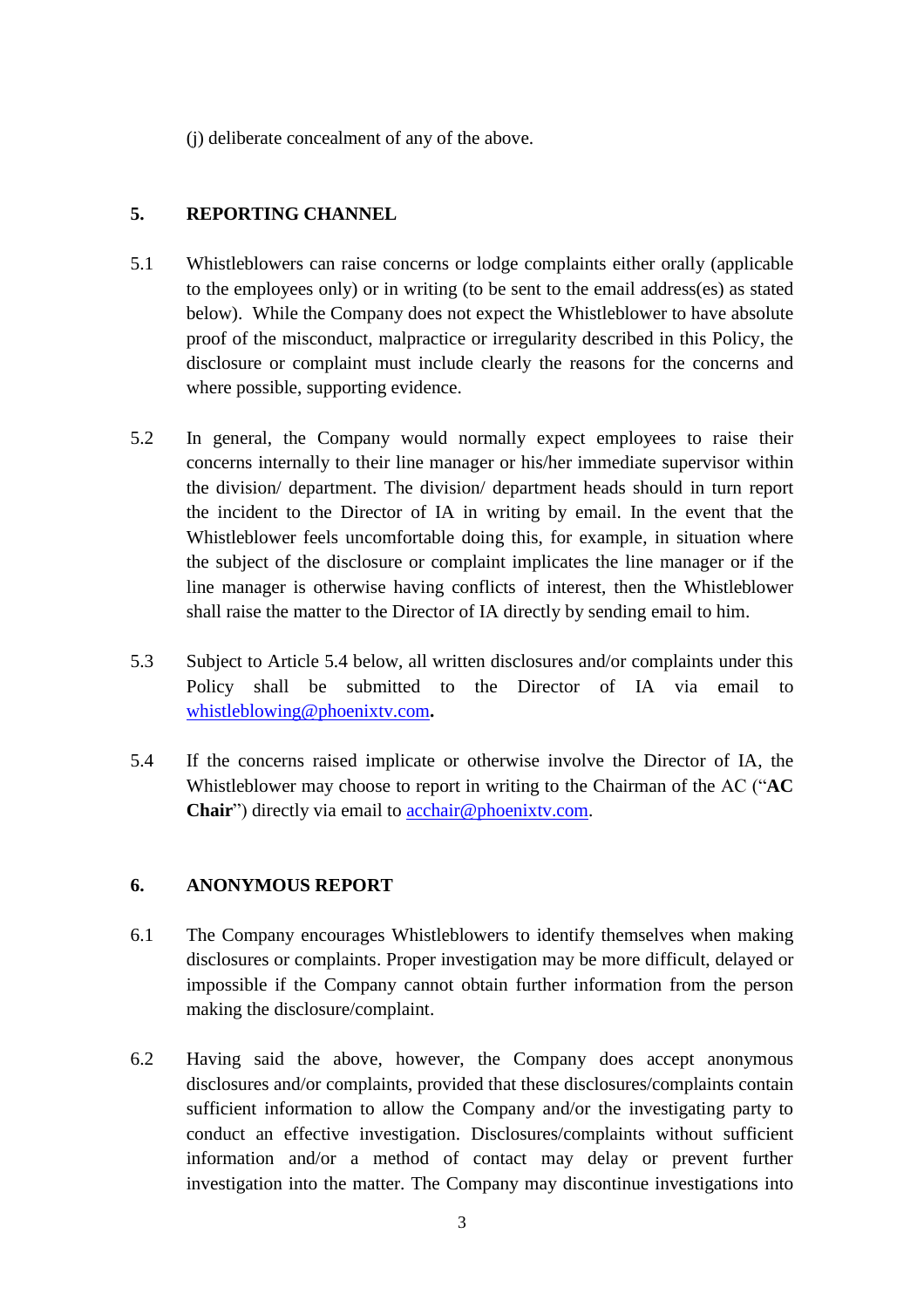(j) deliberate concealment of any of the above.

## 5. REPORTING CHANNEL

5.1 Whistleblowers can raise concerns or lodge complaints either orally (applicable to the employees only) or in writing (to be sent to the email address(es) as stated below). While the Company does not expect the Whistleblower to have absolute proof of the misconduct, malpractice or irregularity described in this Policy, the disclosure or complaint must include clearly the reasons for the concerns and where possible, supporting evidence.

5.2 In general, the Company would normally expect employees to raise their concerns internally to their line manager or his/her immediate supervisor within the division/ department. The division/ department heads should in turn report the incident to the Director of IA in writing by email. In the event that the Whistleblower feels uncomfortable doing this, for example, in situation where the subject of the disclosure or complaint implicates the line manager or if the line manager is otherwise having conflicts of interest, then the Whistleblower shall raise the matter to the Director of IA directly by sending email to him.

5.3 Subject to Article 5.4 below, all written disclosures and/or complaints under this Policy shall be submitted to the Director of IA via email to whistleblowing@phoenixtv.com**.**

5.4 If the concerns raised implicate or otherwise involve the Director of IA, the Whistleblower may choose to report in writing to the Chairman of the AC ("**AC Chair**") directly via email to acchair@phoenixtv.com.

## 6. ANONYMOUS REPORT

6.1 The Company encourages Whistleblowers to identify themselves when making disclosures or complaints. Proper investigation may be more difficult, delayed or impossible if the Company cannot obtain further information from the person making the disclosure/complaint.

6.2 Having said the above, however, the Company does accept anonymous disclosures and/or complaints, provided that these disclosures/complaints contain sufficient information to allow the Company and/or the investigating party to conduct an effective investigation. Disclosures/complaints without sufficient information and/or a method of contact may delay or prevent further investigation into the matter. The Company may discontinue investigations into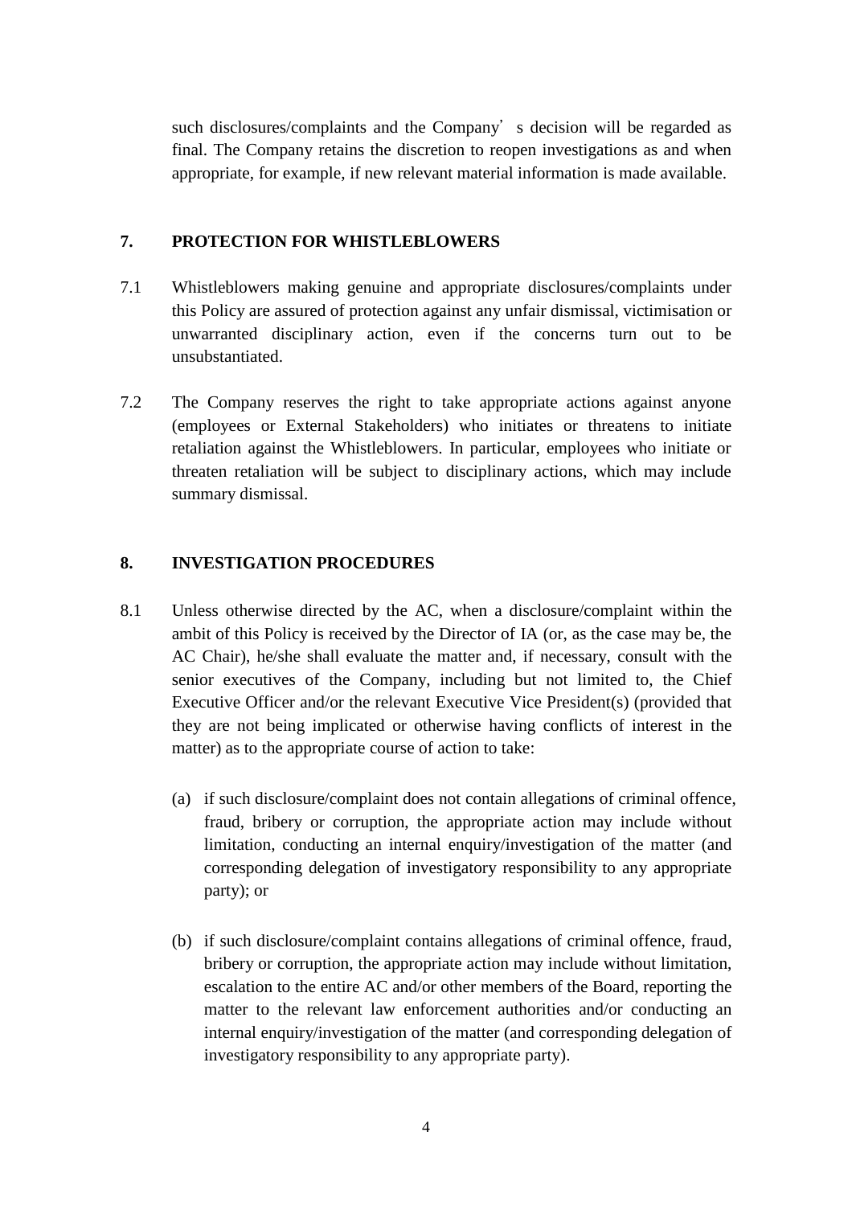such disclosures/complaints and the Company's decision will be regarded as final. The Company retains the discretion to reopen investigations as and when appropriate, for example, if new relevant material information is made available.

## 7. PROTECTION FOR WHISTLEBLOWERS

7.1 Whistleblowers making genuine and appropriate disclosures/complaints under this Policy are assured of protection against any unfair dismissal, victimisation or unwarranted disciplinary action, even if the concerns turn out to be unsubstantiated.

7.2 The Company reserves the right to take appropriate actions against anyone (employees or External Stakeholders) who initiates or threatens to initiate retaliation against the Whistleblowers. In particular, employees who initiate or threaten retaliation will be subject to disciplinary actions, which may include summary dismissal.

## 8. INVESTIGATION PROCEDURES

8.1 Unless otherwise directed by the AC, when a disclosure/complaint within the ambit of this Policy is received by the Director of IA (or, as the case may be, the AC Chair), he/she shall evaluate the matter and, if necessary, consult with the senior executives of the Company, including but not limited to, the Chief Executive Officer and/or the relevant Executive Vice President(s) (provided that they are not being implicated or otherwise having conflicts of interest in the matter) as to the appropriate course of action to take:

(a) if such disclosure/complaint does not contain allegations of criminal offence, fraud, bribery or corruption, the appropriate action may include without limitation, conducting an internal enquiry/investigation of the matter (and corresponding delegation of investigatory responsibility to any appropriate party); or

(b) if such disclosure/complaint contains allegations of criminal offence, fraud, bribery or corruption, the appropriate action may include without limitation, escalation to the entire AC and/or other members of the Board, reporting the matter to the relevant law enforcement authorities and/or conducting an internal enquiry/investigation of the matter (and corresponding delegation of investigatory responsibility to any appropriate party).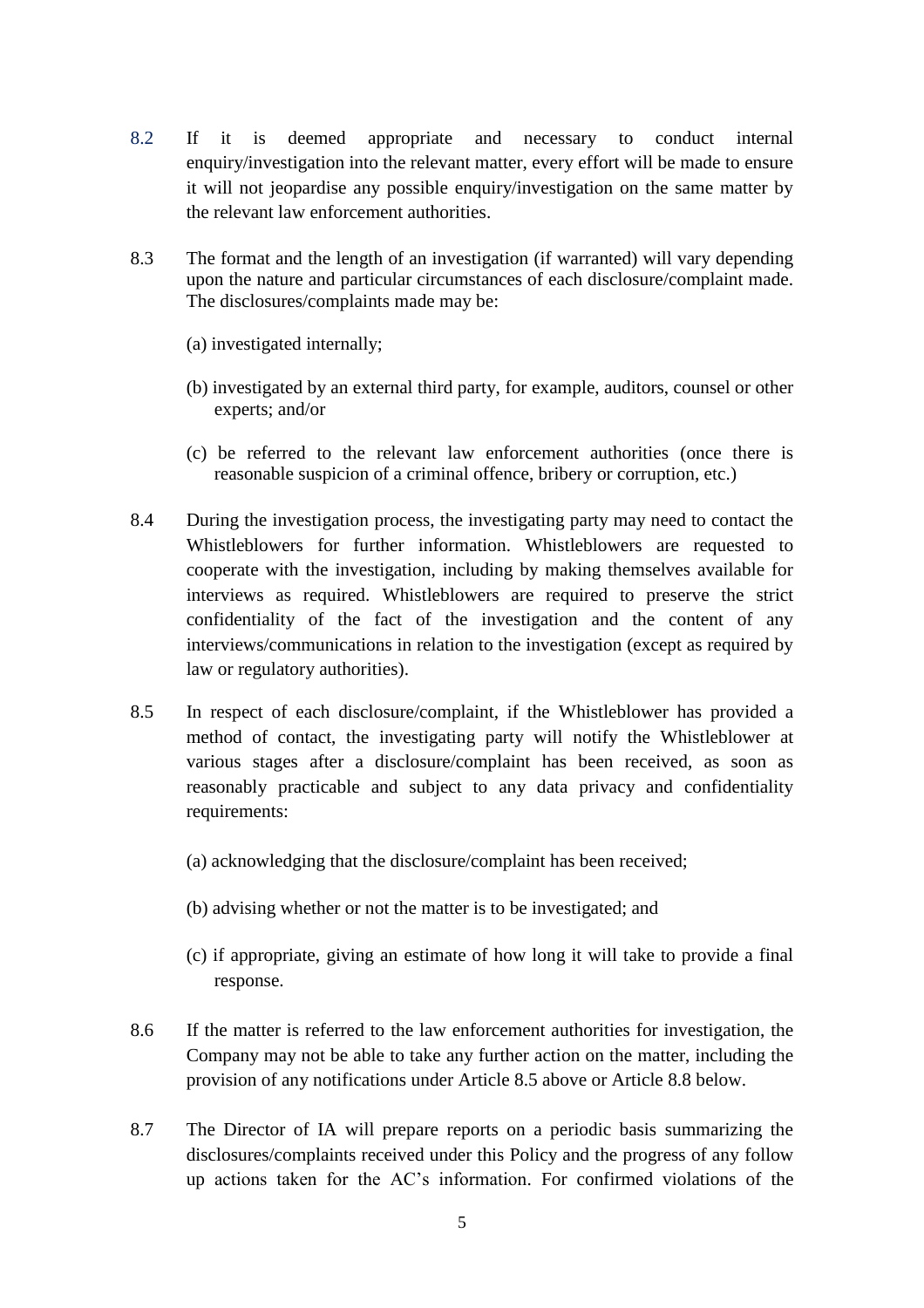8.2 If it is deemed appropriate and necessary to conduct internal enquiry/investigation into the relevant matter, every effort will be made to ensure it will not jeopardise any possible enquiry/investigation on the same matter by the relevant law enforcement authorities.

8.3 The format and the length of an investigation (if warranted) will vary depending upon the nature and particular circumstances of each disclosure/complaint made. The disclosures/complaints made may be:

(a) investigated internally;

(b) investigated by an external third party, for example, auditors, counsel or other experts; and/or

(c) be referred to the relevant law enforcement authorities (once there is reasonable suspicion of a criminal offence, bribery or corruption, etc.)

8.4 During the investigation process, the investigating party may need to contact the Whistleblowers for further information. Whistleblowers are requested to cooperate with the investigation, including by making themselves available for interviews as required. Whistleblowers are required to preserve the strict confidentiality of the fact of the investigation and the content of any interviews/communications in relation to the investigation (except as required by law or regulatory authorities).

8.5 In respect of each disclosure/complaint, if the Whistleblower has provided a method of contact, the investigating party will notify the Whistleblower at various stages after a disclosure/complaint has been received, as soon as reasonably practicable and subject to any data privacy and confidentiality requirements:

(a) acknowledging that the disclosure/complaint has been received;

(b) advising whether or not the matter is to be investigated; and

(c) if appropriate, giving an estimate of how long it will take to provide a final response.

8.6 If the matter is referred to the law enforcement authorities for investigation, the Company may not be able to take any further action on the matter, including the provision of any notifications under Article 8.5 above or Article 8.8 below.

8.7 The Director of IA will prepare reports on a periodic basis summarizing the disclosures/complaints received under this Policy and the progress of any follow up actions taken for the AC's information. For confirmed violations of the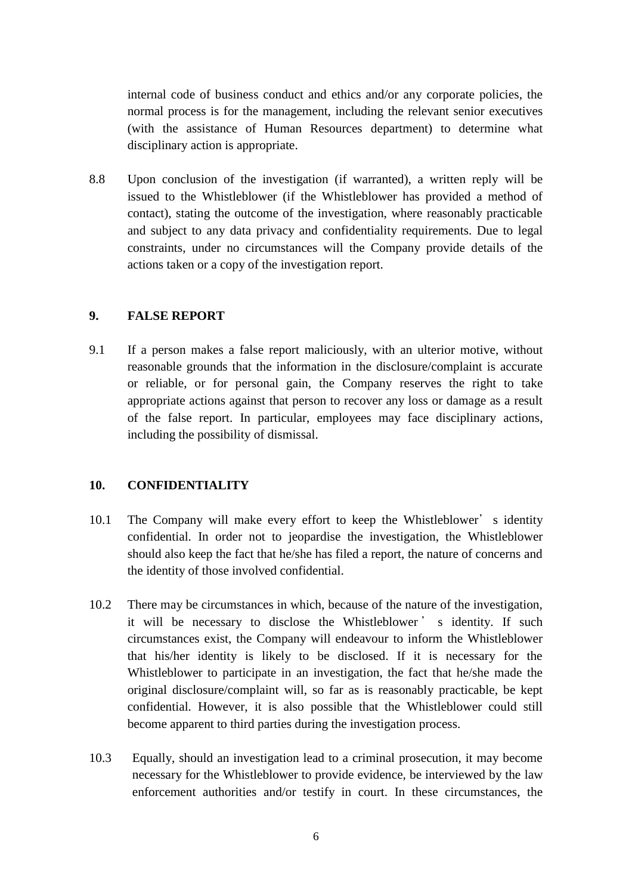internal code of business conduct and ethics and/or any corporate policies, the normal process is for the management, including the relevant senior executives (with the assistance of Human Resources department) to determine what disciplinary action is appropriate.

8.8 Upon conclusion of the investigation (if warranted), a written reply will be issued to the Whistleblower (if the Whistleblower has provided a method of contact), stating the outcome of the investigation, where reasonably practicable and subject to any data privacy and confidentiality requirements. Due to legal constraints, under no circumstances will the Company provide details of the actions taken or a copy of the investigation report.

## 9. FALSE REPORT

9.1 If a person makes a false report maliciously, with an ulterior motive, without reasonable grounds that the information in the disclosure/complaint is accurate or reliable, or for personal gain, the Company reserves the right to take appropriate actions against that person to recover any loss or damage as a result of the false report. In particular, employees may face disciplinary actions, including the possibility of dismissal.

## 10. CONFIDENTIALITY

10.1 The Company will make every effort to keep the Whistleblower's identity confidential. In order not to jeopardise the investigation, the Whistleblower should also keep the fact that he/she has filed a report, the nature of concerns and the identity of those involved confidential.

10.2 There may be circumstances in which, because of the nature of the investigation, it will be necessary to disclose the Whistleblower's identity. If such circumstances exist, the Company will endeavour to inform the Whistleblower that his/her identity is likely to be disclosed. If it is necessary for the Whistleblower to participate in an investigation, the fact that he/she made the original disclosure/complaint will, so far as is reasonably practicable, be kept confidential. However, it is also possible that the Whistleblower could still become apparent to third parties during the investigation process.

10.3 Equally, should an investigation lead to a criminal prosecution, it may become necessary for the Whistleblower to provide evidence, be interviewed by the law enforcement authorities and/or testify in court. In these circumstances, the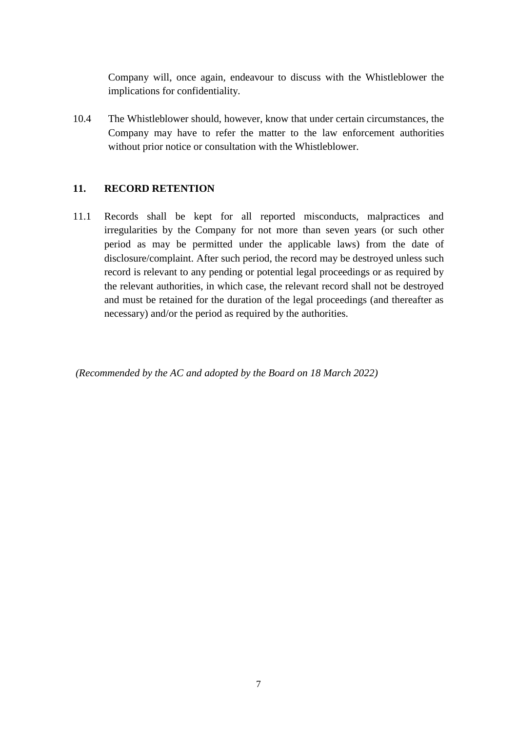Company will, once again, endeavour to discuss with the Whistleblower the implications for confidentiality.

10.4 The Whistleblower should, however, know that under certain circumstances, the Company may have to refer the matter to the law enforcement authorities without prior notice or consultation with the Whistleblower.

## 11. RECORD RETENTION

11.1 Records shall be kept for all reported misconducts, malpractices and irregularities by the Company for not more than seven years (or such other period as may be permitted under the applicable laws) from the date of disclosure/complaint. After such period, the record may be destroyed unless such record is relevant to any pending or potential legal proceedings or as required by the relevant authorities, in which case, the relevant record shall not be destroyed and must be retained for the duration of the legal proceedings (and thereafter as necessary) and/or the period as required by the authorities.

*(Recommended by the AC and adopted by the Board on 18 March 2022)*